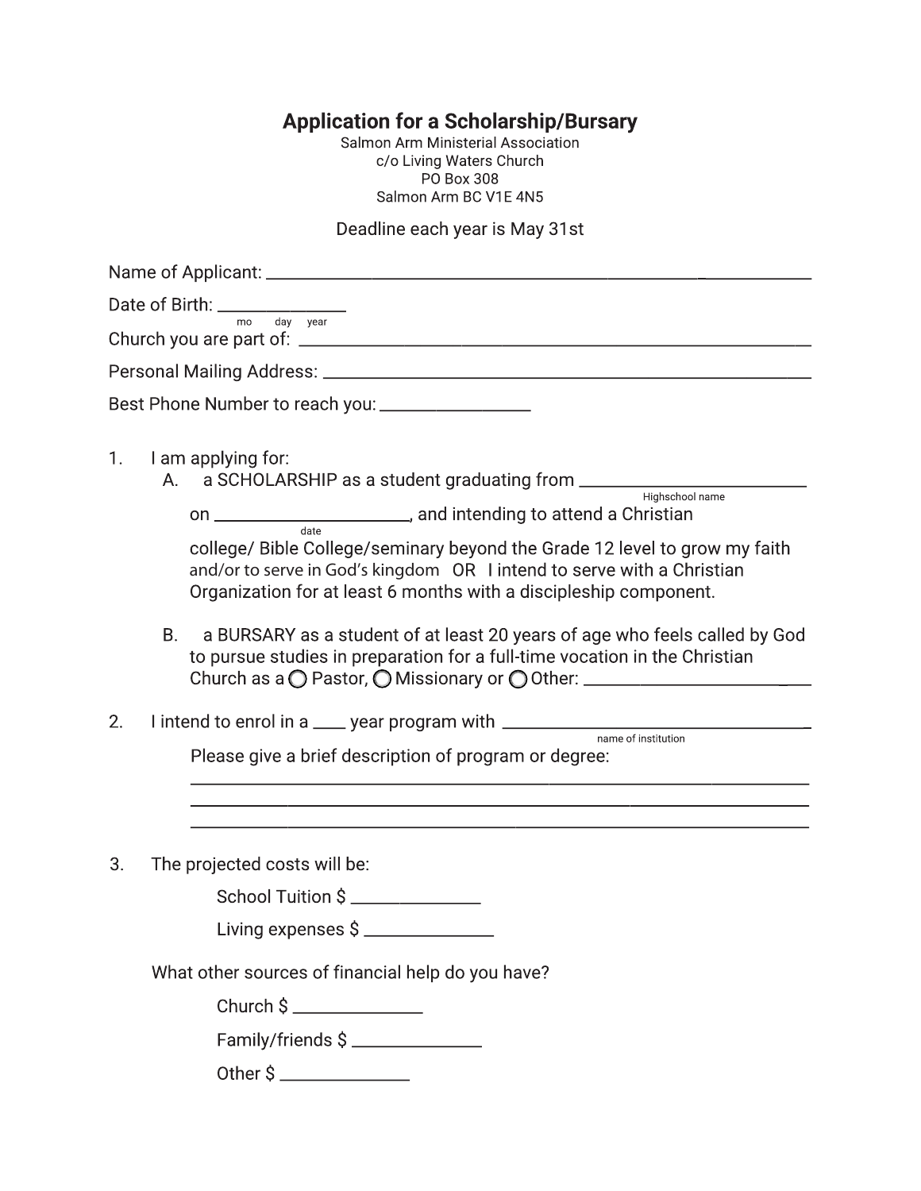# Application for a Scholarship/Bursary

Salmon Arm Ministerial Association
c/o Living Waters Church
PO Box 308
Salmon Arm BC V1E 4N5

Deadline each year is May 31st

Name of Applicant: ______________________________________________

Date of Birth: ______________
mo day year

Church you are part of: ______________________________________________

Personal Mailing Address: ______________________________________________

Best Phone Number to reach you: ________________

1. I am applying for:
   A. a SCHOLARSHIP as a student graduating from ________________________
      Highschool name

      on ____________________, and intending to attend a Christian
      date

      college/ Bible College/seminary beyond the Grade 12 level to grow my faith and/or to serve in God's kingdom OR I intend to serve with a Christian Organization for at least 6 months with a discipleship component.

   B. a BURSARY as a student of at least 20 years of age who feels called by God to pursue studies in preparation for a full-time vocation in the Christian Church as a ◯ Pastor, ◯ Missionary or ◯ Other: ________________________

2. I intend to enrol in a ____ year program with ________________________________
   name of institution

   Please give a brief description of program or degree:

   ______________________________________________________________

   ______________________________________________________________

   ______________________________________________________________

3. The projected costs will be:

   School Tuition $ ______________

   Living expenses $ ______________

   What other sources of financial help do you have?

   Church $ ______________

   Family/friends $ ______________

   Other $ ______________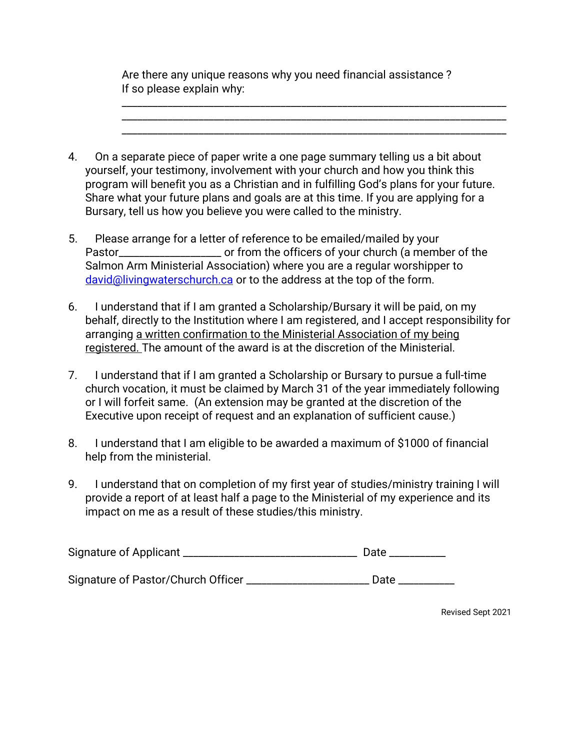Are there any unique reasons why you need financial assistance ?
If so please explain why:

________________________________________________________________________
________________________________________________________________________
________________________________________________________________________

4. On a separate piece of paper write a one page summary telling us a bit about yourself, your testimony, involvement with your church and how you think this program will benefit you as a Christian and in fulfilling God's plans for your future. Share what your future plans and goals are at this time. If you are applying for a Bursary, tell us how you believe you were called to the ministry.

5. Please arrange for a letter of reference to be emailed/mailed by your Pastor__________________ or from the officers of your church (a member of the Salmon Arm Ministerial Association) where you are a regular worshipper to david@livingwaterschurch.ca or to the address at the top of the form.

6. I understand that if I am granted a Scholarship/Bursary it will be paid, on my behalf, directly to the Institution where I am registered, and I accept responsibility for arranging <u>a written confirmation to the Ministerial Association of my being registered.</u> The amount of the award is at the discretion of the Ministerial.

7. I understand that if I am granted a Scholarship or Bursary to pursue a full-time church vocation, it must be claimed by March 31 of the year immediately following or I will forfeit same. (An extension may be granted at the discretion of the Executive upon receipt of request and an explanation of sufficient cause.)

8. I understand that I am eligible to be awarded a maximum of $1000 of financial help from the ministerial.

9. I understand that on completion of my first year of studies/ministry training I will provide a report of at least half a page to the Ministerial of my experience and its impact on me as a result of these studies/this ministry.

Signature of Applicant _______________________________ Date __________

Signature of Pastor/Church Officer ______________________ Date __________

Revised Sept 2021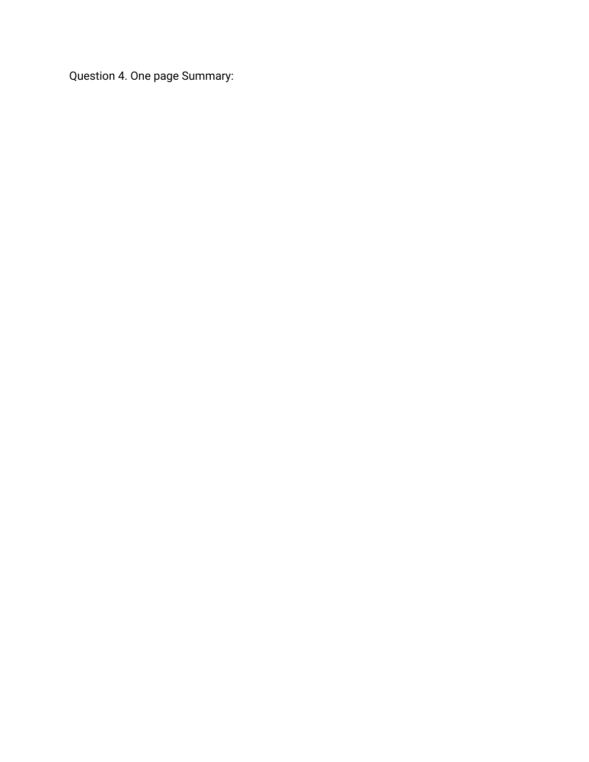Question 4. One page Summary: